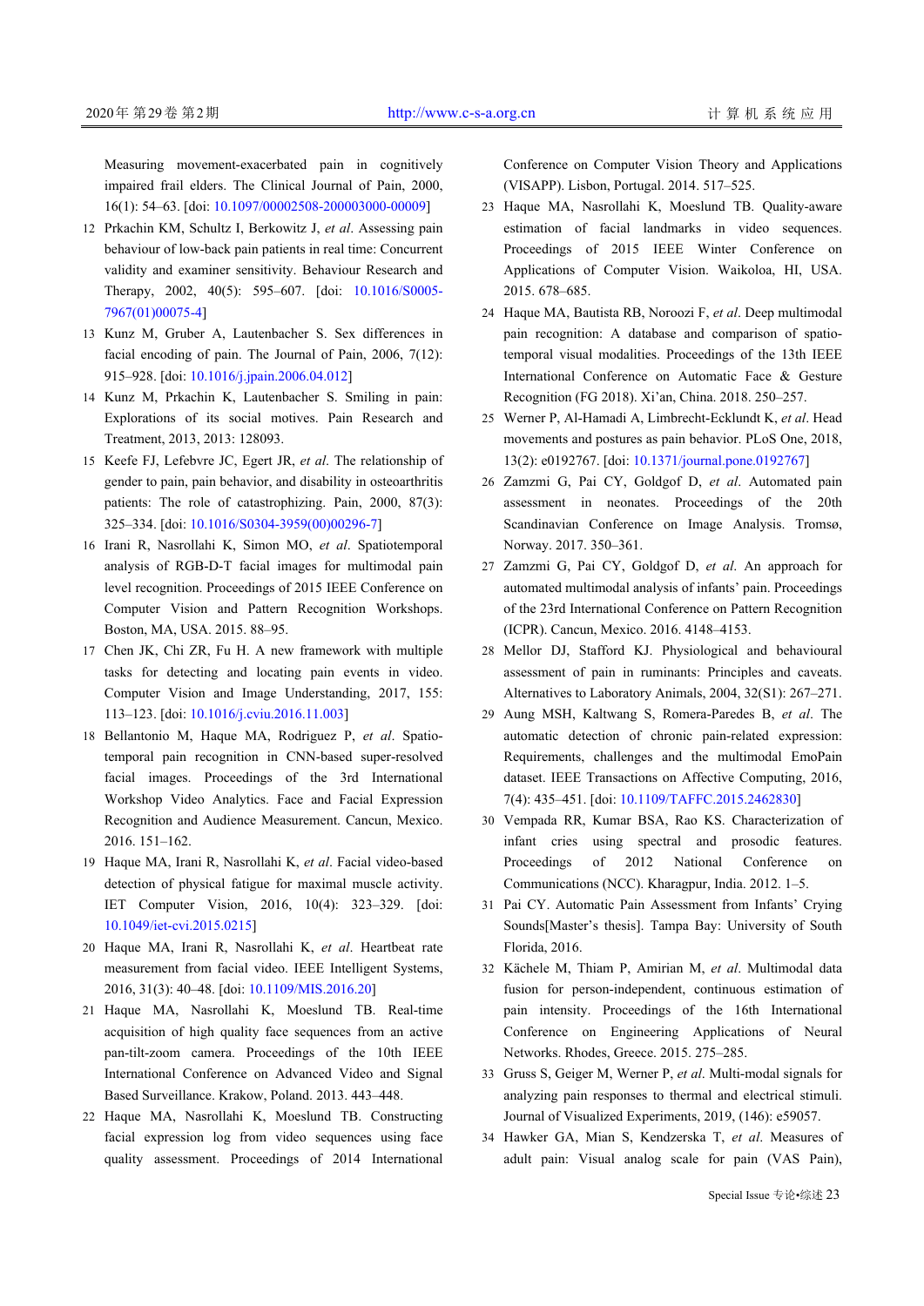Measuring movement-exacerbated pain in cognitively impaired frail elders. The Clinical Journal of Pain, 2000, 16(1): 54–63. [doi: 10.1097/00002508-200003000-00009]

12 Prkachin KM, Schultz I, Berkowitz J, *et al*. Assessing pain behaviour of low-back pain patients in real time: Concurrent validity and examiner sensitivity. Behaviour Research and Therapy, 2002, 40(5): 595–607. [doi: 10.1016/S0005-7967(01)00075-4]

13 Kunz M, Gruber A, Lautenbacher S. Sex differences in facial encoding of pain. The Journal of Pain, 2006, 7(12): 915–928. [doi: 10.1016/j.jpain.2006.04.012]

14 Kunz M, Prkachin K, Lautenbacher S. Smiling in pain: Explorations of its social motives. Pain Research and Treatment, 2013, 2013: 128093.

15 Keefe FJ, Lefebvre JC, Egert JR, *et al*. The relationship of gender to pain, pain behavior, and disability in osteoarthritis patients: The role of catastrophizing. Pain, 2000, 87(3): 325–334. [doi: 10.1016/S0304-3959(00)00296-7]

16 Irani R, Nasrollahi K, Simon MO, *et al*. Spatiotemporal analysis of RGB-D-T facial images for multimodal pain level recognition. Proceedings of 2015 IEEE Conference on Computer Vision and Pattern Recognition Workshops. Boston, MA, USA. 2015. 88–95.

17 Chen JK, Chi ZR, Fu H. A new framework with multiple tasks for detecting and locating pain events in video. Computer Vision and Image Understanding, 2017, 155: 113–123. [doi: 10.1016/j.cviu.2016.11.003]

18 Bellantonio M, Haque MA, Rodriguez P, *et al*. Spatio-temporal pain recognition in CNN-based super-resolved facial images. Proceedings of the 3rd International Workshop Video Analytics. Face and Facial Expression Recognition and Audience Measurement. Cancun, Mexico. 2016. 151–162.

19 Haque MA, Irani R, Nasrollahi K, *et al*. Facial video-based detection of physical fatigue for maximal muscle activity. IET Computer Vision, 2016, 10(4): 323–329. [doi: 10.1049/iet-cvi.2015.0215]

20 Haque MA, Irani R, Nasrollahi K, *et al*. Heartbeat rate measurement from facial video. IEEE Intelligent Systems, 2016, 31(3): 40–48. [doi: 10.1109/MIS.2016.20]

21 Haque MA, Nasrollahi K, Moeslund TB. Real-time acquisition of high quality face sequences from an active pan-tilt-zoom camera. Proceedings of the 10th IEEE International Conference on Advanced Video and Signal Based Surveillance. Krakow, Poland. 2013. 443–448.

22 Haque MA, Nasrollahi K, Moeslund TB. Constructing facial expression log from video sequences using face quality assessment. Proceedings of 2014 International Conference on Computer Vision Theory and Applications (VISAPP). Lisbon, Portugal. 2014. 517–525.

23 Haque MA, Nasrollahi K, Moeslund TB. Quality-aware estimation of facial landmarks in video sequences. Proceedings of 2015 IEEE Winter Conference on Applications of Computer Vision. Waikoloa, HI, USA. 2015. 678–685.

24 Haque MA, Bautista RB, Noroozi F, *et al*. Deep multimodal pain recognition: A database and comparison of spatio-temporal visual modalities. Proceedings of the 13th IEEE International Conference on Automatic Face & Gesture Recognition (FG 2018). Xi'an, China. 2018. 250–257.

25 Werner P, Al-Hamadi A, Limbrecht-Ecklundt K, *et al*. Head movements and postures as pain behavior. PLoS One, 2018, 13(2): e0192767. [doi: 10.1371/journal.pone.0192767]

26 Zamzmi G, Pai CY, Goldgof D, *et al*. Automated pain assessment in neonates. Proceedings of the 20th Scandinavian Conference on Image Analysis. Tromsø, Norway. 2017. 350–361.

27 Zamzmi G, Pai CY, Goldgof D, *et al*. An approach for automated multimodal analysis of infants' pain. Proceedings of the 23rd International Conference on Pattern Recognition (ICPR). Cancun, Mexico. 2016. 4148–4153.

28 Mellor DJ, Stafford KJ. Physiological and behavioural assessment of pain in ruminants: Principles and caveats. Alternatives to Laboratory Animals, 2004, 32(S1): 267–271.

29 Aung MSH, Kaltwang S, Romera-Paredes B, *et al*. The automatic detection of chronic pain-related expression: Requirements, challenges and the multimodal EmoPain dataset. IEEE Transactions on Affective Computing, 2016, 7(4): 435–451. [doi: 10.1109/TAFFC.2015.2462830]

30 Vempada RR, Kumar BSA, Rao KS. Characterization of infant cries using spectral and prosodic features. Proceedings of 2012 National Conference on Communications (NCC). Kharagpur, India. 2012. 1–5.

31 Pai CY. Automatic Pain Assessment from Infants' Crying Sounds[Master's thesis]. Tampa Bay: University of South Florida, 2016.

32 Kächele M, Thiam P, Amirian M, *et al*. Multimodal data fusion for person-independent, continuous estimation of pain intensity. Proceedings of the 16th International Conference on Engineering Applications of Neural Networks. Rhodes, Greece. 2015. 275–285.

33 Gruss S, Geiger M, Werner P, *et al*. Multi-modal signals for analyzing pain responses to thermal and electrical stimuli. Journal of Visualized Experiments, 2019, (146): e59057.

34 Hawker GA, Mian S, Kendzerska T, *et al*. Measures of adult pain: Visual analog scale for pain (VAS Pain),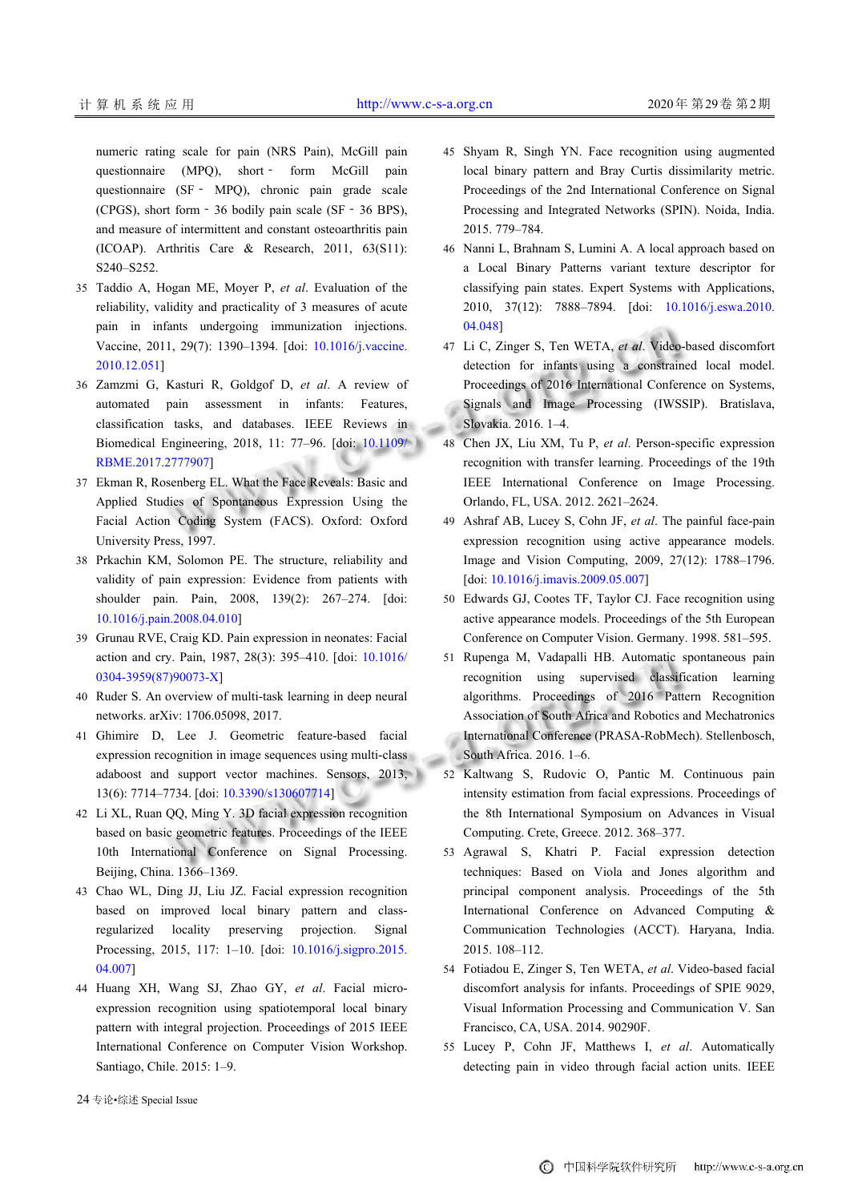numeric rating scale for pain (NRS Pain), McGill pain questionnaire (MPQ), short‐form McGill pain questionnaire (SF‐MPQ), chronic pain grade scale (CPGS), short form‐36 bodily pain scale (SF‐36 BPS), and measure of intermittent and constant osteoarthritis pain (ICOAP). Arthritis Care & Research, 2011, 63(S11): S240–S252.

35 Taddio A, Hogan ME, Moyer P, *et al*. Evaluation of the reliability, validity and practicality of 3 measures of acute pain in infants undergoing immunization injections. Vaccine, 2011, 29(7): 1390–1394. [doi: 10.1016/j.vaccine.2010.12.051]

36 Zamzmi G, Kasturi R, Goldgof D, *et al*. A review of automated pain assessment in infants: Features, classification tasks, and databases. IEEE Reviews in Biomedical Engineering, 2018, 11: 77–96. [doi: 10.1109/RBME.2017.2777907]

37 Ekman R, Rosenberg EL. What the Face Reveals: Basic and Applied Studies of Spontaneous Expression Using the Facial Action Coding System (FACS). Oxford: Oxford University Press, 1997.

38 Prkachin KM, Solomon PE. The structure, reliability and validity of pain expression: Evidence from patients with shoulder pain. Pain, 2008, 139(2): 267–274. [doi: 10.1016/j.pain.2008.04.010]

39 Grunau RVE, Craig KD. Pain expression in neonates: Facial action and cry. Pain, 1987, 28(3): 395–410. [doi: 10.1016/0304-3959(87)90073-X]

40 Ruder S. An overview of multi-task learning in deep neural networks. arXiv: 1706.05098, 2017.

41 Ghimire D, Lee J. Geometric feature-based facial expression recognition in image sequences using multi-class adaboost and support vector machines. Sensors, 2013, 13(6): 7714–7734. [doi: 10.3390/s130607714]

42 Li XL, Ruan QQ, Ming Y. 3D facial expression recognition based on basic geometric features. Proceedings of the IEEE 10th International Conference on Signal Processing. Beijing, China. 1366–1369.

43 Chao WL, Ding JJ, Liu JZ. Facial expression recognition based on improved local binary pattern and class-regularized locality preserving projection. Signal Processing, 2015, 117: 1–10. [doi: 10.1016/j.sigpro.2015.04.007]

44 Huang XH, Wang SJ, Zhao GY, *et al*. Facial micro-expression recognition using spatiotemporal local binary pattern with integral projection. Proceedings of 2015 IEEE International Conference on Computer Vision Workshop. Santiago, Chile. 2015: 1–9.

45 Shyam R, Singh YN. Face recognition using augmented local binary pattern and Bray Curtis dissimilarity metric. Proceedings of the 2nd International Conference on Signal Processing and Integrated Networks (SPIN). Noida, India. 2015. 779–784.

46 Nanni L, Brahnam S, Lumini A. A local approach based on a Local Binary Patterns variant texture descriptor for classifying pain states. Expert Systems with Applications, 2010, 37(12): 7888–7894. [doi: 10.1016/j.eswa.2010.04.048]

47 Li C, Zinger S, Ten WETA, *et al*. Video-based discomfort detection for infants using a constrained local model. Proceedings of 2016 International Conference on Systems, Signals and Image Processing (IWSSIP). Bratislava, Slovakia. 2016. 1–4.

48 Chen JX, Liu XM, Tu P, *et al*. Person-specific expression recognition with transfer learning. Proceedings of the 19th IEEE International Conference on Image Processing. Orlando, FL, USA. 2012. 2621–2624.

49 Ashraf AB, Lucey S, Cohn JF, *et al*. The painful face-pain expression recognition using active appearance models. Image and Vision Computing, 2009, 27(12): 1788–1796. [doi: 10.1016/j.imavis.2009.05.007]

50 Edwards GJ, Cootes TF, Taylor CJ. Face recognition using active appearance models. Proceedings of the 5th European Conference on Computer Vision. Germany. 1998. 581–595.

51 Rupenga M, Vadapalli HB. Automatic spontaneous pain recognition using supervised classification learning algorithms. Proceedings of 2016 Pattern Recognition Association of South Africa and Robotics and Mechatronics International Conference (PRASA-RobMech). Stellenbosch, South Africa. 2016. 1–6.

52 Kaltwang S, Rudovic O, Pantic M. Continuous pain intensity estimation from facial expressions. Proceedings of the 8th International Symposium on Advances in Visual Computing. Crete, Greece. 2012. 368–377.

53 Agrawal S, Khatri P. Facial expression detection techniques: Based on Viola and Jones algorithm and principal component analysis. Proceedings of the 5th International Conference on Advanced Computing & Communication Technologies (ACCT). Haryana, India. 2015. 108–112.

54 Fotiadou E, Zinger S, Ten WETA, *et al*. Video-based facial discomfort analysis for infants. Proceedings of SPIE 9029, Visual Information Processing and Communication V. San Francisco, CA, USA. 2014. 90290F.

55 Lucey P, Cohn JF, Matthews I, *et al*. Automatically detecting pain in video through facial action units. IEEE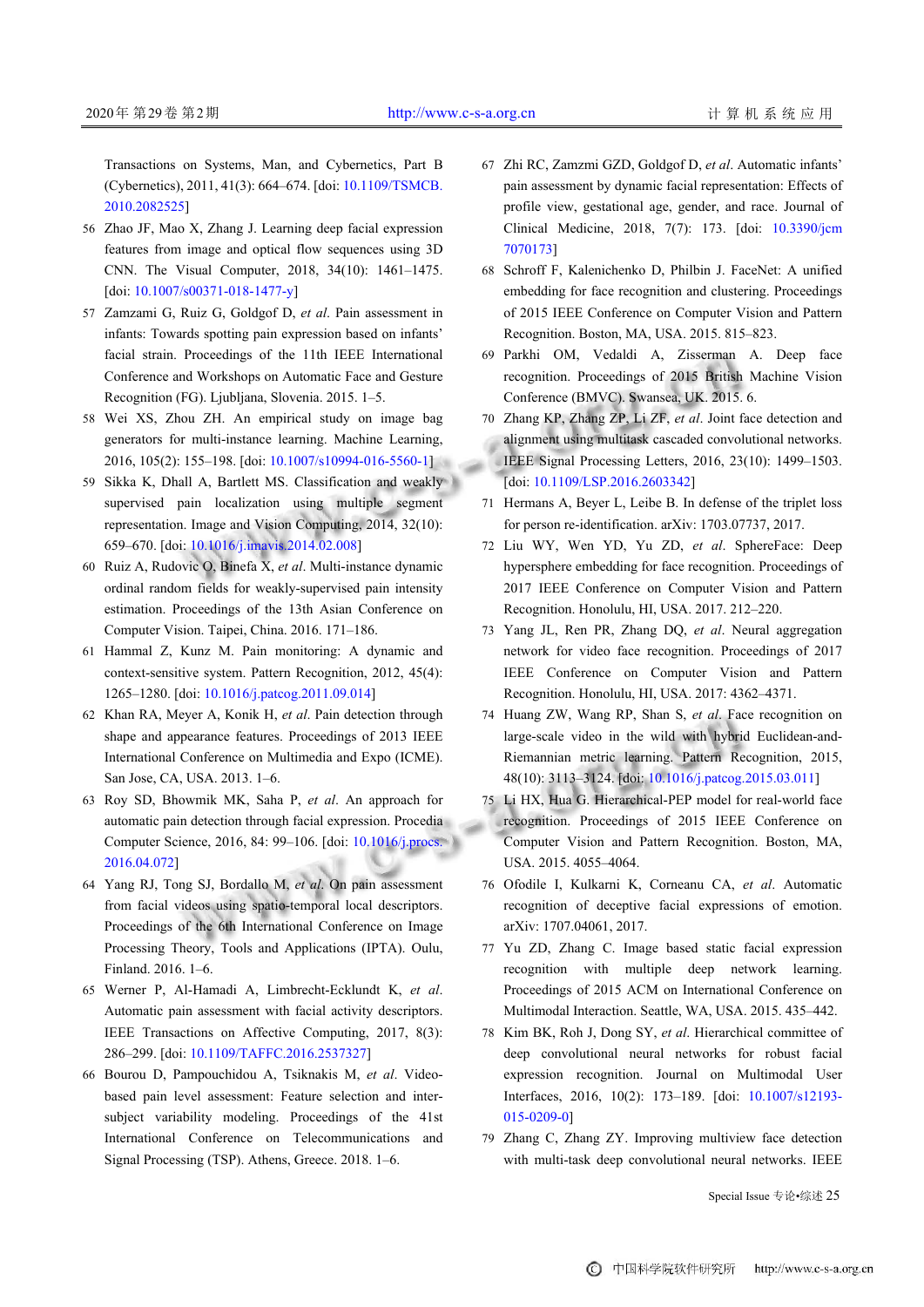Transactions on Systems, Man, and Cybernetics, Part B (Cybernetics), 2011, 41(3): 664–674. [doi: 10.1109/TSMCB.2010.2082525]

56 Zhao JF, Mao X, Zhang J. Learning deep facial expression features from image and optical flow sequences using 3D CNN. The Visual Computer, 2018, 34(10): 1461–1475. [doi: 10.1007/s00371-018-1477-y]

57 Zamzami G, Ruiz G, Goldgof D, *et al*. Pain assessment in infants: Towards spotting pain expression based on infants' facial strain. Proceedings of the 11th IEEE International Conference and Workshops on Automatic Face and Gesture Recognition (FG). Ljubljana, Slovenia. 2015. 1–5.

58 Wei XS, Zhou ZH. An empirical study on image bag generators for multi-instance learning. Machine Learning, 2016, 105(2): 155–198. [doi: 10.1007/s10994-016-5560-1]

59 Sikka K, Dhall A, Bartlett MS. Classification and weakly supervised pain localization using multiple segment representation. Image and Vision Computing, 2014, 32(10): 659–670. [doi: 10.1016/j.imavis.2014.02.008]

60 Ruiz A, Rudovic O, Binefa X, *et al*. Multi-instance dynamic ordinal random fields for weakly-supervised pain intensity estimation. Proceedings of the 13th Asian Conference on Computer Vision. Taipei, China. 2016. 171–186.

61 Hammal Z, Kunz M. Pain monitoring: A dynamic and context-sensitive system. Pattern Recognition, 2012, 45(4): 1265–1280. [doi: 10.1016/j.patcog.2011.09.014]

62 Khan RA, Meyer A, Konik H, *et al*. Pain detection through shape and appearance features. Proceedings of 2013 IEEE International Conference on Multimedia and Expo (ICME). San Jose, CA, USA. 2013. 1–6.

63 Roy SD, Bhowmik MK, Saha P, *et al*. An approach for automatic pain detection through facial expression. Procedia Computer Science, 2016, 84: 99–106. [doi: 10.1016/j.procs.2016.04.072]

64 Yang RJ, Tong SJ, Bordallo M, *et al*. On pain assessment from facial videos using spatio-temporal local descriptors. Proceedings of the 6th International Conference on Image Processing Theory, Tools and Applications (IPTA). Oulu, Finland. 2016. 1–6.

65 Werner P, Al-Hamadi A, Limbrecht-Ecklundt K, *et al*. Automatic pain assessment with facial activity descriptors. IEEE Transactions on Affective Computing, 2017, 8(3): 286–299. [doi: 10.1109/TAFFC.2016.2537327]

66 Bourou D, Pampouchidou A, Tsiknakis M, *et al*. Video-based pain level assessment: Feature selection and inter-subject variability modeling. Proceedings of the 41st International Conference on Telecommunications and Signal Processing (TSP). Athens, Greece. 2018. 1–6.

67 Zhi RC, Zamzmi GZD, Goldgof D, *et al*. Automatic infants' pain assessment by dynamic facial representation: Effects of profile view, gestational age, gender, and race. Journal of Clinical Medicine, 2018, 7(7): 173. [doi: 10.3390/jcm7070173]

68 Schroff F, Kalenichenko D, Philbin J. FaceNet: A unified embedding for face recognition and clustering. Proceedings of 2015 IEEE Conference on Computer Vision and Pattern Recognition. Boston, MA, USA. 2015. 815–823.

69 Parkhi OM, Vedaldi A, Zisserman A. Deep face recognition. Proceedings of 2015 British Machine Vision Conference (BMVC). Swansea, UK. 2015. 6.

70 Zhang KP, Zhang ZP, Li ZF, *et al*. Joint face detection and alignment using multitask cascaded convolutional networks. IEEE Signal Processing Letters, 2016, 23(10): 1499–1503. [doi: 10.1109/LSP.2016.2603342]

71 Hermans A, Beyer L, Leibe B. In defense of the triplet loss for person re-identification. arXiv: 1703.07737, 2017.

72 Liu WY, Wen YD, Yu ZD, *et al*. SphereFace: Deep hypersphere embedding for face recognition. Proceedings of 2017 IEEE Conference on Computer Vision and Pattern Recognition. Honolulu, HI, USA. 2017. 212–220.

73 Yang JL, Ren PR, Zhang DQ, *et al*. Neural aggregation network for video face recognition. Proceedings of 2017 IEEE Conference on Computer Vision and Pattern Recognition. Honolulu, HI, USA. 2017: 4362–4371.

74 Huang ZW, Wang RP, Shan S, *et al*. Face recognition on large-scale video in the wild with hybrid Euclidean-and-Riemannian metric learning. Pattern Recognition, 2015, 48(10): 3113–3124. [doi: 10.1016/j.patcog.2015.03.011]

75 Li HX, Hua G. Hierarchical-PEP model for real-world face recognition. Proceedings of 2015 IEEE Conference on Computer Vision and Pattern Recognition. Boston, MA, USA. 2015. 4055–4064.

76 Ofodile I, Kulkarni K, Corneanu CA, *et al*. Automatic recognition of deceptive facial expressions of emotion. arXiv: 1707.04061, 2017.

77 Yu ZD, Zhang C. Image based static facial expression recognition with multiple deep network learning. Proceedings of 2015 ACM on International Conference on Multimodal Interaction. Seattle, WA, USA. 2015. 435–442.

78 Kim BK, Roh J, Dong SY, *et al*. Hierarchical committee of deep convolutional neural networks for robust facial expression recognition. Journal on Multimodal User Interfaces, 2016, 10(2): 173–189. [doi: 10.1007/s12193-015-0209-0]

79 Zhang C, Zhang ZY. Improving multiview face detection with multi-task deep convolutional neural networks. IEEE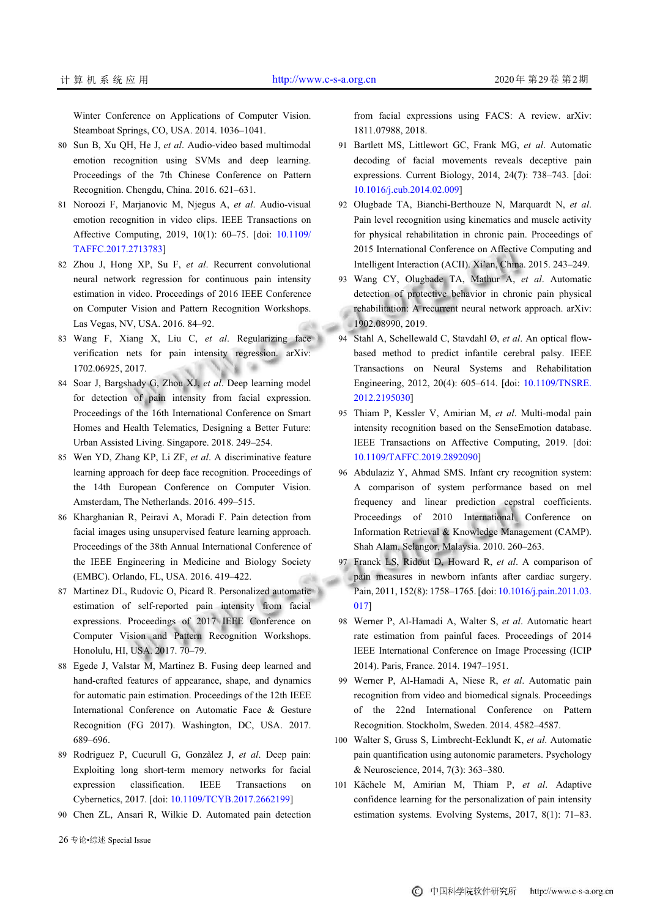Winter Conference on Applications of Computer Vision. Steamboat Springs, CO, USA. 2014. 1036–1041.

80 Sun B, Xu QH, He J, *et al*. Audio-video based multimodal emotion recognition using SVMs and deep learning. Proceedings of the 7th Chinese Conference on Pattern Recognition. Chengdu, China. 2016. 621–631.

81 Noroozi F, Marjanovic M, Njegus A, *et al*. Audio-visual emotion recognition in video clips. IEEE Transactions on Affective Computing, 2019, 10(1): 60–75. [doi: 10.1109/TAFFC.2017.2713783]

82 Zhou J, Hong XP, Su F, *et al*. Recurrent convolutional neural network regression for continuous pain intensity estimation in video. Proceedings of 2016 IEEE Conference on Computer Vision and Pattern Recognition Workshops. Las Vegas, NV, USA. 2016. 84–92.

83 Wang F, Xiang X, Liu C, *et al*. Regularizing face verification nets for pain intensity regression. arXiv: 1702.06925, 2017.

84 Soar J, Bargshady G, Zhou XJ, *et al*. Deep learning model for detection of pain intensity from facial expression. Proceedings of the 16th International Conference on Smart Homes and Health Telematics, Designing a Better Future: Urban Assisted Living. Singapore. 2018. 249–254.

85 Wen YD, Zhang KP, Li ZF, *et al*. A discriminative feature learning approach for deep face recognition. Proceedings of the 14th European Conference on Computer Vision. Amsterdam, The Netherlands. 2016. 499–515.

86 Kharghanian R, Peiravi A, Moradi F. Pain detection from facial images using unsupervised feature learning approach. Proceedings of the 38th Annual International Conference of the IEEE Engineering in Medicine and Biology Society (EMBC). Orlando, FL, USA. 2016. 419–422.

87 Martinez DL, Rudovic O, Picard R. Personalized automatic estimation of self-reported pain intensity from facial expressions. Proceedings of 2017 IEEE Conference on Computer Vision and Pattern Recognition Workshops. Honolulu, HI, USA. 2017. 70–79.

88 Egede J, Valstar M, Martinez B. Fusing deep learned and hand-crafted features of appearance, shape, and dynamics for automatic pain estimation. Proceedings of the 12th IEEE International Conference on Automatic Face & Gesture Recognition (FG 2017). Washington, DC, USA. 2017. 689–696.

89 Rodriguez P, Cucurull G, Gonzàlez J, *et al*. Deep pain: Exploiting long short-term memory networks for facial expression classification. IEEE Transactions on Cybernetics, 2017. [doi: 10.1109/TCYB.2017.2662199]

90 Chen ZL, Ansari R, Wilkie D. Automated pain detection from facial expressions using FACS: A review. arXiv: 1811.07988, 2018.

91 Bartlett MS, Littlewort GC, Frank MG, *et al*. Automatic decoding of facial movements reveals deceptive pain expressions. Current Biology, 2014, 24(7): 738–743. [doi: 10.1016/j.cub.2014.02.009]

92 Olugbade TA, Bianchi-Berthouze N, Marquardt N, *et al*. Pain level recognition using kinematics and muscle activity for physical rehabilitation in chronic pain. Proceedings of 2015 International Conference on Affective Computing and Intelligent Interaction (ACII). Xi'an, China. 2015. 243–249.

93 Wang CY, Olugbade TA, Mathur A, *et al*. Automatic detection of protective behavior in chronic pain physical rehabilitation: A recurrent neural network approach. arXiv: 1902.08990, 2019.

94 Stahl A, Schellewald C, Stavdahl Ø, *et al*. An optical flow-based method to predict infantile cerebral palsy. IEEE Transactions on Neural Systems and Rehabilitation Engineering, 2012, 20(4): 605–614. [doi: 10.1109/TNSRE.2012.2195030]

95 Thiam P, Kessler V, Amirian M, *et al*. Multi-modal pain intensity recognition based on the SenseEmotion database. IEEE Transactions on Affective Computing, 2019. [doi: 10.1109/TAFFC.2019.2892090]

96 Abdulaziz Y, Ahmad SMS. Infant cry recognition system: A comparison of system performance based on mel frequency and linear prediction cepstral coefficients. Proceedings of 2010 International Conference on Information Retrieval & Knowledge Management (CAMP). Shah Alam, Selangor, Malaysia. 2010. 260–263.

97 Franck LS, Ridout D, Howard R, *et al*. A comparison of pain measures in newborn infants after cardiac surgery. Pain, 2011, 152(8): 1758–1765. [doi: 10.1016/j.pain.2011.03.017]

98 Werner P, Al-Hamadi A, Walter S, *et al*. Automatic heart rate estimation from painful faces. Proceedings of 2014 IEEE International Conference on Image Processing (ICIP 2014). Paris, France. 2014. 1947–1951.

99 Werner P, Al-Hamadi A, Niese R, *et al*. Automatic pain recognition from video and biomedical signals. Proceedings of the 22nd International Conference on Pattern Recognition. Stockholm, Sweden. 2014. 4582–4587.

100 Walter S, Gruss S, Limbrecht-Ecklundt K, *et al*. Automatic pain quantification using autonomic parameters. Psychology & Neuroscience, 2014, 7(3): 363–380.

101 Kächele M, Amirian M, Thiam P, *et al*. Adaptive confidence learning for the personalization of pain intensity estimation systems. Evolving Systems, 2017, 8(1): 71–83.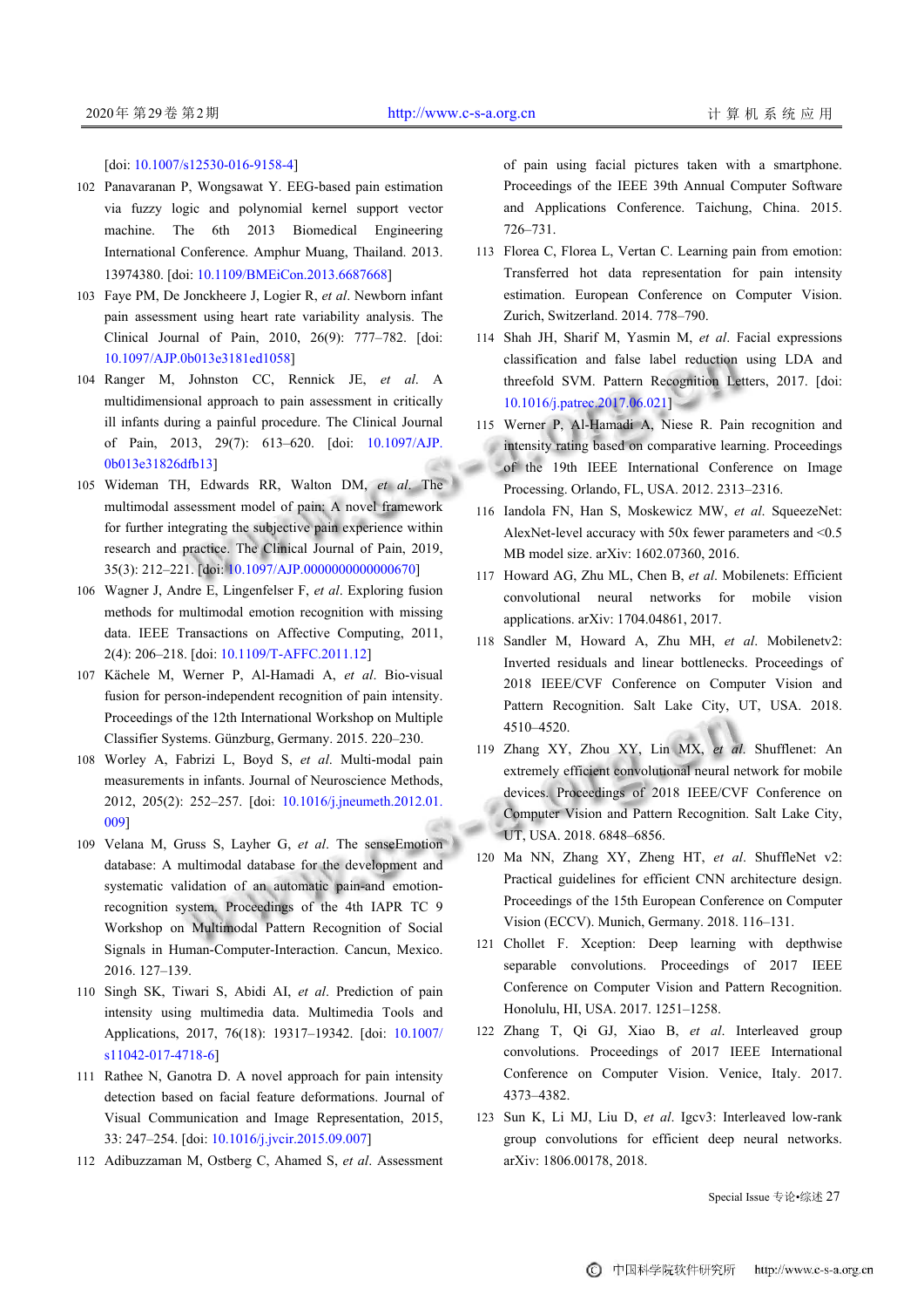[doi: 10.1007/s12530-016-9158-4]

102 Panavaranan P, Wongsawat Y. EEG-based pain estimation via fuzzy logic and polynomial kernel support vector machine. The 6th 2013 Biomedical Engineering International Conference. Amphur Muang, Thailand. 2013. 13974380. [doi: 10.1109/BMEiCon.2013.6687668]

103 Faye PM, De Jonckheere J, Logier R, *et al*. Newborn infant pain assessment using heart rate variability analysis. The Clinical Journal of Pain, 2010, 26(9): 777–782. [doi: 10.1097/AJP.0b013e3181ed1058]

104 Ranger M, Johnston CC, Rennick JE, *et al*. A multidimensional approach to pain assessment in critically ill infants during a painful procedure. The Clinical Journal of Pain, 2013, 29(7): 613–620. [doi: 10.1097/AJP.0b013e31826dfb13]

105 Wideman TH, Edwards RR, Walton DM, *et al*. The multimodal assessment model of pain: A novel framework for further integrating the subjective pain experience within research and practice. The Clinical Journal of Pain, 2019, 35(3): 212–221. [doi: 10.1097/AJP.0000000000000670]

106 Wagner J, Andre E, Lingenfelser F, *et al*. Exploring fusion methods for multimodal emotion recognition with missing data. IEEE Transactions on Affective Computing, 2011, 2(4): 206–218. [doi: 10.1109/T-AFFC.2011.12]

107 Kächele M, Werner P, Al-Hamadi A, *et al*. Bio-visual fusion for person-independent recognition of pain intensity. Proceedings of the 12th International Workshop on Multiple Classifier Systems. Günzburg, Germany. 2015. 220–230.

108 Worley A, Fabrizi L, Boyd S, *et al*. Multi-modal pain measurements in infants. Journal of Neuroscience Methods, 2012, 205(2): 252–257. [doi: 10.1016/j.jneumeth.2012.01.009]

109 Velana M, Gruss S, Layher G, *et al*. The senseEmotion database: A multimodal database for the development and systematic validation of an automatic pain-and emotion-recognition system. Proceedings of the 4th IAPR TC 9 Workshop on Multimodal Pattern Recognition of Social Signals in Human-Computer-Interaction. Cancun, Mexico. 2016. 127–139.

110 Singh SK, Tiwari S, Abidi AI, *et al*. Prediction of pain intensity using multimedia data. Multimedia Tools and Applications, 2017, 76(18): 19317–19342. [doi: 10.1007/s11042-017-4718-6]

111 Rathee N, Ganotra D. A novel approach for pain intensity detection based on facial feature deformations. Journal of Visual Communication and Image Representation, 2015, 33: 247–254. [doi: 10.1016/j.jvcir.2015.09.007]

112 Adibuzzaman M, Ostberg C, Ahamed S, *et al*. Assessment of pain using facial pictures taken with a smartphone. Proceedings of the IEEE 39th Annual Computer Software and Applications Conference. Taichung, China. 2015. 726–731.

113 Florea C, Florea L, Vertan C. Learning pain from emotion: Transferred hot data representation for pain intensity estimation. European Conference on Computer Vision. Zurich, Switzerland. 2014. 778–790.

114 Shah JH, Sharif M, Yasmin M, *et al*. Facial expressions classification and false label reduction using LDA and threefold SVM. Pattern Recognition Letters, 2017. [doi: 10.1016/j.patrec.2017.06.021]

115 Werner P, Al-Hamadi A, Niese R. Pain recognition and intensity rating based on comparative learning. Proceedings of the 19th IEEE International Conference on Image Processing. Orlando, FL, USA. 2012. 2313–2316.

116 Iandola FN, Han S, Moskewicz MW, *et al*. SqueezeNet: AlexNet-level accuracy with 50x fewer parameters and <0.5 MB model size. arXiv: 1602.07360, 2016.

117 Howard AG, Zhu ML, Chen B, *et al*. Mobilenets: Efficient convolutional neural networks for mobile vision applications. arXiv: 1704.04861, 2017.

118 Sandler M, Howard A, Zhu MH, *et al*. Mobilenetv2: Inverted residuals and linear bottlenecks. Proceedings of 2018 IEEE/CVF Conference on Computer Vision and Pattern Recognition. Salt Lake City, UT, USA. 2018. 4510–4520.

119 Zhang XY, Zhou XY, Lin MX, *et al*. Shufflenet: An extremely efficient convolutional neural network for mobile devices. Proceedings of 2018 IEEE/CVF Conference on Computer Vision and Pattern Recognition. Salt Lake City, UT, USA. 2018. 6848–6856.

120 Ma NN, Zhang XY, Zheng HT, *et al*. ShuffleNet v2: Practical guidelines for efficient CNN architecture design. Proceedings of the 15th European Conference on Computer Vision (ECCV). Munich, Germany. 2018. 116–131.

121 Chollet F. Xception: Deep learning with depthwise separable convolutions. Proceedings of 2017 IEEE Conference on Computer Vision and Pattern Recognition. Honolulu, HI, USA. 2017. 1251–1258.

122 Zhang T, Qi GJ, Xiao B, *et al*. Interleaved group convolutions. Proceedings of 2017 IEEE International Conference on Computer Vision. Venice, Italy. 2017. 4373–4382.

123 Sun K, Li MJ, Liu D, *et al*. Igcv3: Interleaved low-rank group convolutions for efficient deep neural networks. arXiv: 1806.00178, 2018.